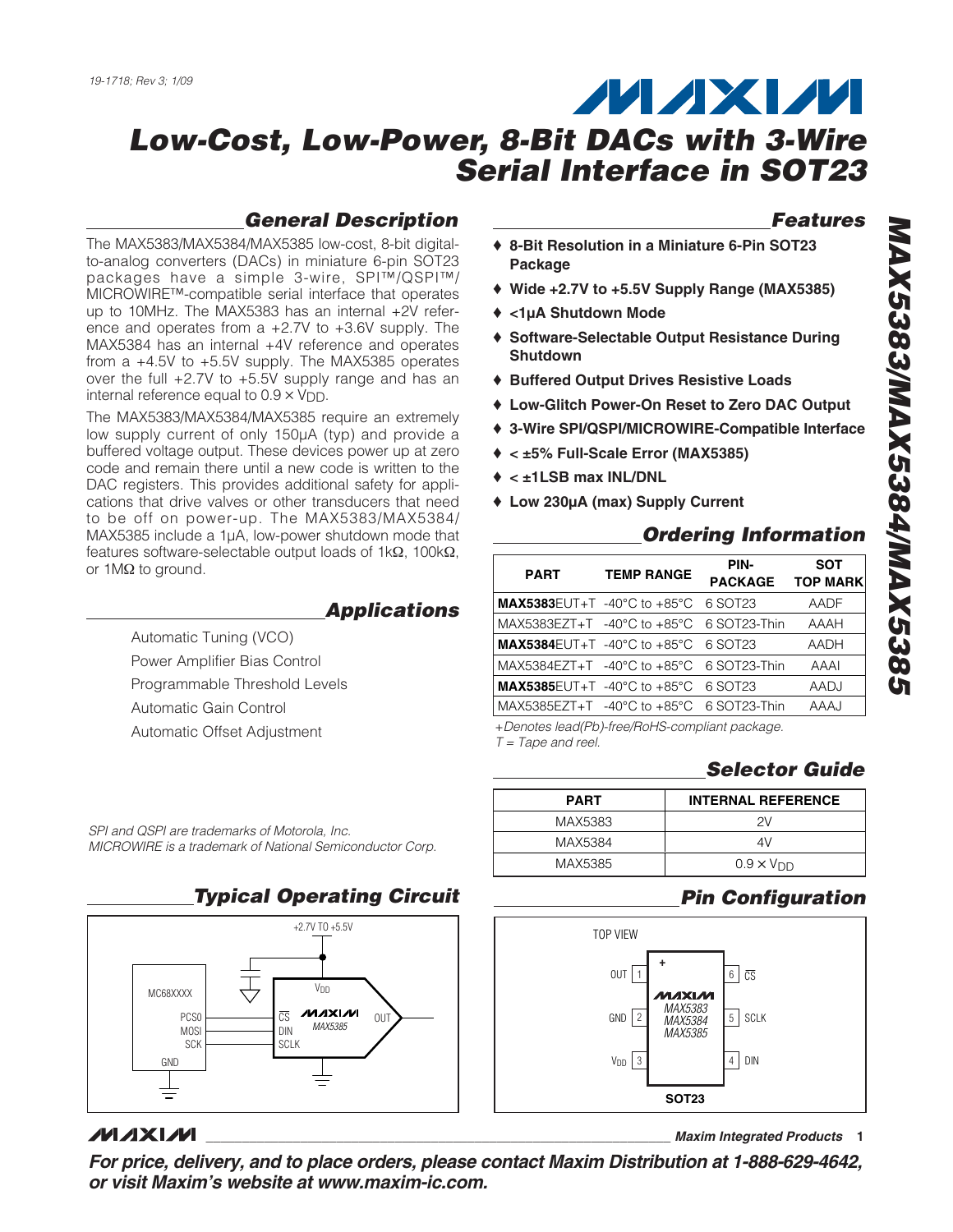19-1718; Rev 3; 1/09

# Low-Cost, Low-Power, 8-Bit DACs with 3-Wire Serial Interface in SOT23

## General Description

The MAX5383/MAX5384/MAX5385 low-cost, 8-bit digital-to-analog converters (DACs) in miniature 6-pin SOT23 packages have a simple 3-wire, SPI™/QSPI™/MICROWIRE™-compatible serial interface that operates up to 10MHz. The MAX5383 has an internal +2V reference and operates from a +2.7V to +3.6V supply. The MAX5384 has an internal +4V reference and operates from a +4.5V to +5.5V supply. The MAX5385 operates over the full +2.7V to +5.5V supply range and has an internal reference equal to $0.9 \times V_{DD}$.

The MAX5383/MAX5384/MAX5385 require an extremely low supply current of only 150µA (typ) and provide a buffered voltage output. These devices power up at zero code and remain there until a new code is written to the DAC registers. This provides additional safety for applications that drive valves or other transducers that need to be off on power-up. The MAX5383/MAX5384/MAX5385 include a 1µA, low-power shutdown mode that features software-selectable output loads of 1kΩ, 100kΩ, or 1MΩ to ground.

## Applications

Automatic Tuning (VCO)
Power Amplifier Bias Control
Programmable Threshold Levels
Automatic Gain Control
Automatic Offset Adjustment

*SPI and QSPI are trademarks of Motorola, Inc.*
*MICROWIRE is a trademark of National Semiconductor Corp.*

## Features

- **8-Bit Resolution in a Miniature 6-Pin SOT23 Package**
- **Wide +2.7V to +5.5V Supply Range (MAX5385)**
- **<1µA Shutdown Mode**
- **Software-Selectable Output Resistance During Shutdown**
- **Buffered Output Drives Resistive Loads**
- **Low-Glitch Power-On Reset to Zero DAC Output**
- **3-Wire SPI/QSPI/MICROWIRE-Compatible Interface**
- **< ±5% Full-Scale Error (MAX5385)**
- **< ±1LSB max INL/DNL**
- **Low 230µA (max) Supply Current**

## Ordering Information

| PART | TEMP RANGE | PIN-PACKAGE | SOT TOP MARK |
|---|---|---|---|
| **MAX5383**EUT+T | -40°C to +85°C | 6 SOT23 | AADF |
| MAX5383EZT+T | -40°C to +85°C | 6 SOT23-Thin | AAAH |
| **MAX5384**EUT+T | -40°C to +85°C | 6 SOT23 | AADH |
| MAX5384EZT+T | -40°C to +85°C | 6 SOT23-Thin | AAAI |
| **MAX5385**EUT+T | -40°C to +85°C | 6 SOT23 | AADJ |
| MAX5385EZT+T | -40°C to +85°C | 6 SOT23-Thin | AAAJ |

*+Denotes lead(Pb)-free/RoHS-compliant package.*
*T = Tape and reel.*

## Selector Guide

| PART | INTERNAL REFERENCE |
|---|---|
| MAX5383 | 2V |
| MAX5384 | 4V |
| MAX5385 | $0.9 \times V_{DD}$ |

## Typical Operating Circuit

+2.7V TO +5.5V; MC68XXXX: PCS0 → $\overline{CS}$, MOSI → DIN, SCK → SCLK, GND; MAX5385: $V_{DD}$, OUT

## Pin Configuration

TOP VIEW — SOT23

| Pin | Name | Pin | Name |
|---|---|---|---|
| 1 | OUT | 6 | $\overline{CS}$ |
| 2 | GND | 5 | SCLK |
| 3 | $V_{DD}$ | 4 | DIN |

MAX5383/MAX5384/MAX5385

**For price, delivery, and to place orders, please contact Maxim Distribution at 1-888-629-4642, or visit Maxim's website at www.maxim-ic.com.**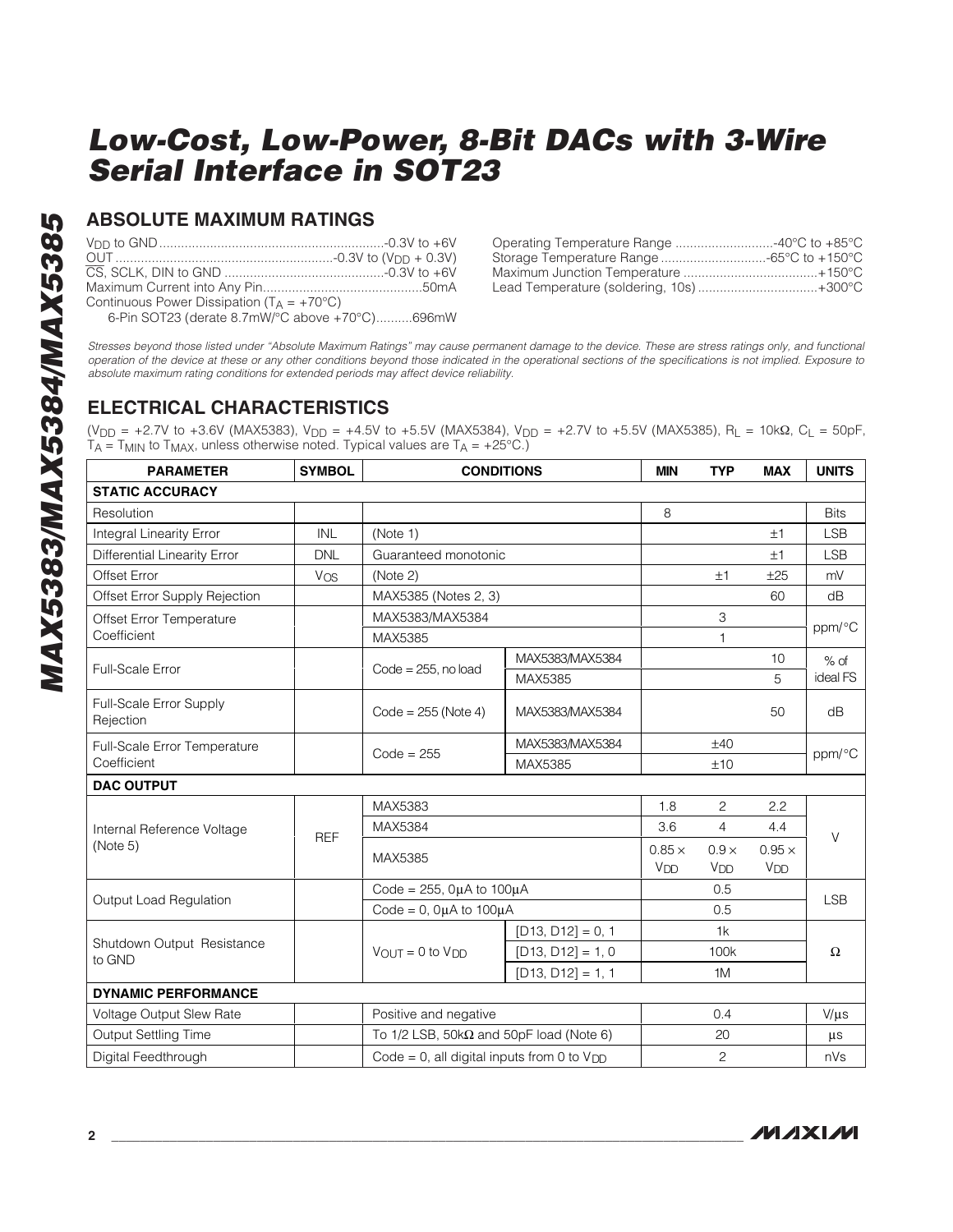## ABSOLUTE MAXIMUM RATINGS

$V_{DD}$ to GND ..............................................................-0.3V to +6V
OUT ............................................................-0.3V to ($V_{DD}$ + 0.3V)
$\overline{CS}$, SCLK, DIN to GND ............................................-0.3V to +6V
Maximum Current into Any Pin............................................50mA
Continuous Power Dissipation ($T_A$ = +70°C)
6-Pin SOT23 (derate 8.7mW/°C above +70°C)..........696mW

Operating Temperature Range ...........................-40°C to +85°C
Storage Temperature Range .............................-65°C to +150°C
Maximum Junction Temperature .....................................+150°C
Lead Temperature (soldering, 10s) .................................+300°C

*Stresses beyond those listed under "Absolute Maximum Ratings" may cause permanent damage to the device. These are stress ratings only, and functional operation of the device at these or any other conditions beyond those indicated in the operational sections of the specifications is not implied. Exposure to absolute maximum rating conditions for extended periods may affect device reliability.*

## ELECTRICAL CHARACTERISTICS

($V_{DD}$ = +2.7V to +3.6V (MAX5383), $V_{DD}$ = +4.5V to +5.5V (MAX5384), $V_{DD}$ = +2.7V to +5.5V (MAX5385), $R_L$ = 10kΩ, $C_L$ = 50pF, $T_A$ = $T_{MIN}$ to $T_{MAX}$, unless otherwise noted. Typical values are $T_A$ = +25°C.)

| PARAMETER | SYMBOL | CONDITIONS | | MIN | TYP | MAX | UNITS |
|---|---|---|---|---|---|---|---|
| **STATIC ACCURACY** | | | | | | | |
| Resolution | | | | 8 | | | Bits |
| Integral Linearity Error | INL | (Note 1) | | | | ±1 | LSB |
| Differential Linearity Error | DNL | Guaranteed monotonic | | | | ±1 | LSB |
| Offset Error | $V_{OS}$ | (Note 2) | | | ±1 | ±25 | mV |
| Offset Error Supply Rejection | | MAX5385 (Notes 2, 3) | | | | 60 | dB |
| Offset Error Temperature Coefficient | | MAX5383/MAX5384 | | | 3 | | ppm/°C |
| | | MAX5385 | | | 1 | | |
| Full-Scale Error | | Code = 255, no load | MAX5383/MAX5384 | | | 10 | % of ideal FS |
| | | | MAX5385 | | | 5 | |
| Full-Scale Error Supply Rejection | | Code = 255 (Note 4) | MAX5383/MAX5384 | | | 50 | dB |
| Full-Scale Error Temperature Coefficient | | Code = 255 | MAX5383/MAX5384 | | ±40 | | ppm/°C |
| | | | MAX5385 | | ±10 | | |
| **DAC OUTPUT** | | | | | | | |
| Internal Reference Voltage (Note 5) | REF | MAX5383 | | 1.8 | 2 | 2.2 | V |
| | | MAX5384 | | 3.6 | 4 | 4.4 | |
| | | MAX5385 | | 0.85 × $V_{DD}$ | 0.9 × $V_{DD}$ | 0.95 × $V_{DD}$ | |
| Output Load Regulation | | Code = 255, 0µA to 100µA | | | 0.5 | | LSB |
| | | Code = 0, 0µA to 100µA | | | 0.5 | | |
| Shutdown Output Resistance to GND | | $V_{OUT}$ = 0 to $V_{DD}$ | [D13, D12] = 0, 1 | | 1k | | Ω |
| | | | [D13, D12] = 1, 0 | | 100k | | |
| | | | [D13, D12] = 1, 1 | | 1M | | |
| **DYNAMIC PERFORMANCE** | | | | | | | |
| Voltage Output Slew Rate | | Positive and negative | | | 0.4 | | V/µs |
| Output Settling Time | | To 1/2 LSB, 50kΩ and 50pF load (Note 6) | | | 20 | | µs |
| Digital Feedthrough | | Code = 0, all digital inputs from 0 to $V_{DD}$ | | | 2 | | nVs |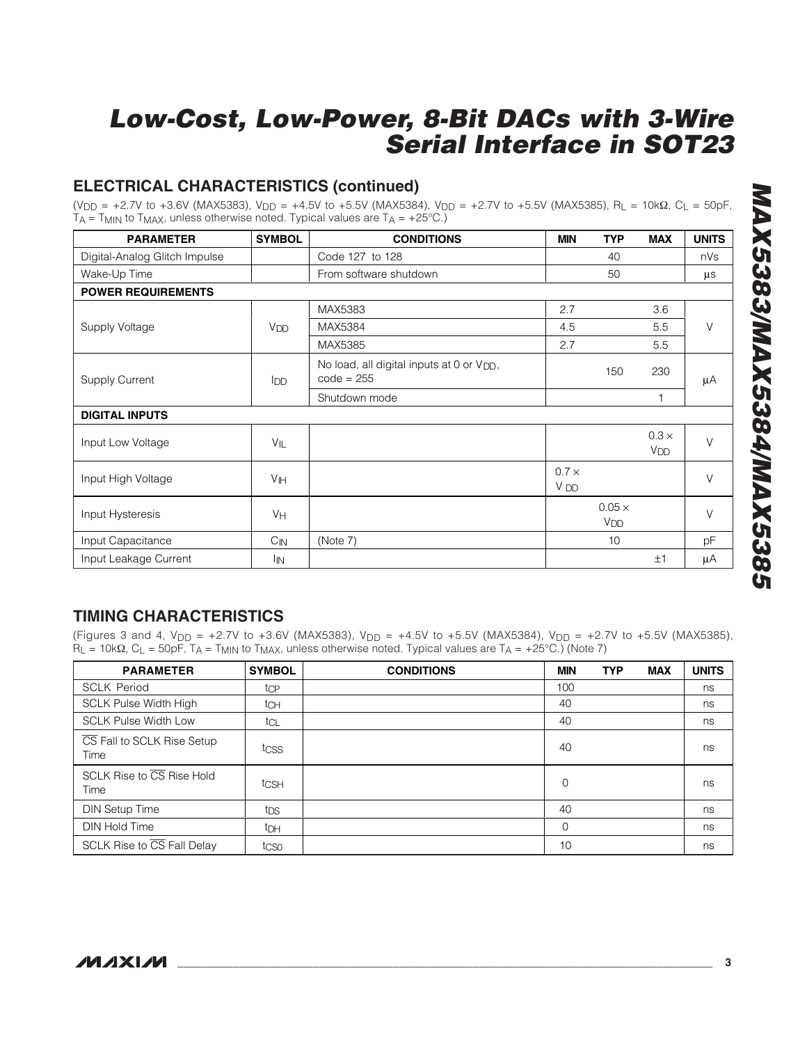## ELECTRICAL CHARACTERISTICS (continued)

($V_{DD}$ = +2.7V to +3.6V (MAX5383), $V_{DD}$ = +4.5V to +5.5V (MAX5384), $V_{DD}$ = +2.7V to +5.5V (MAX5385), $R_L$ = 10kΩ, $C_L$ = 50pF, $T_A$ = $T_{MIN}$ to $T_{MAX}$, unless otherwise noted. Typical values are $T_A$ = +25°C.)

| PARAMETER | SYMBOL | CONDITIONS | MIN | TYP | MAX | UNITS |
|---|---|---|---|---|---|---|
| Digital-Analog Glitch Impulse | | Code 127 to 128 | | 40 | | nVs |
| Wake-Up Time | | From software shutdown | | 50 | | µs |
| **POWER REQUIREMENTS** | | | | | | |
| Supply Voltage | $V_{DD}$ | MAX5383 | 2.7 | | 3.6 | V |
| | | MAX5384 | 4.5 | | 5.5 | |
| | | MAX5385 | 2.7 | | 5.5 | |
| Supply Current | $I_{DD}$ | No load, all digital inputs at 0 or $V_{DD}$, code = 255 | | 150 | 230 | µA |
| | | Shutdown mode | | | 1 | |
| **DIGITAL INPUTS** | | | | | | |
| Input Low Voltage | $V_{IL}$ | | | | 0.3 × $V_{DD}$ | V |
| Input High Voltage | $V_{IH}$ | | 0.7 × $V_{DD}$ | | | V |
| Input Hysteresis | $V_H$ | | | 0.05 × $V_{DD}$ | | V |
| Input Capacitance | $C_{IN}$ | (Note 7) | | 10 | | pF |
| Input Leakage Current | $I_{IN}$ | | | | ±1 | µA |

## TIMING CHARACTERISTICS

(Figures 3 and 4, $V_{DD}$ = +2.7V to +3.6V (MAX5383), $V_{DD}$ = +4.5V to +5.5V (MAX5384), $V_{DD}$ = +2.7V to +5.5V (MAX5385), $R_L$ = 10kΩ, $C_L$ = 50pF, $T_A$ = $T_{MIN}$ to $T_{MAX}$, unless otherwise noted. Typical values are $T_A$ = +25°C.) (Note 7)

| PARAMETER | SYMBOL | CONDITIONS | MIN | TYP | MAX | UNITS |
|---|---|---|---|---|---|---|
| SCLK Period | $t_{CP}$ | | 100 | | | ns |
| SCLK Pulse Width High | $t_{CH}$ | | 40 | | | ns |
| SCLK Pulse Width Low | $t_{CL}$ | | 40 | | | ns |
| $\overline{CS}$ Fall to SCLK Rise Setup Time | $t_{CSS}$ | | 40 | | | ns |
| SCLK Rise to $\overline{CS}$ Rise Hold Time | $t_{CSH}$ | | 0 | | | ns |
| DIN Setup Time | $t_{DS}$ | | 40 | | | ns |
| DIN Hold Time | $t_{DH}$ | | 0 | | | ns |
| SCLK Rise to $\overline{CS}$ Fall Delay | $t_{CS0}$ | | 10 | | | ns |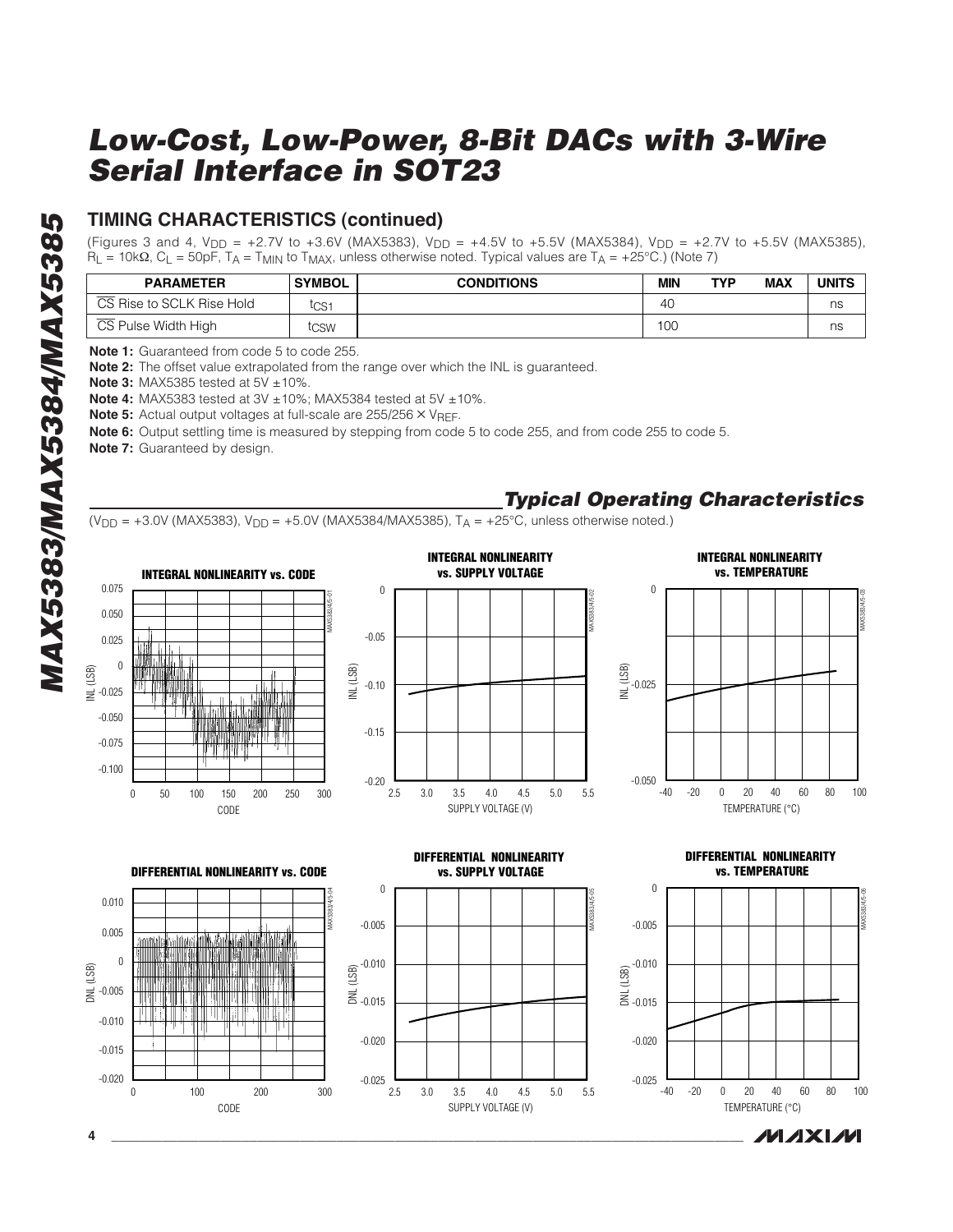## TIMING CHARACTERISTICS (continued)

(Figures 3 and 4, $V_{DD}$ = +2.7V to +3.6V (MAX5383), $V_{DD}$ = +4.5V to +5.5V (MAX5384), $V_{DD}$ = +2.7V to +5.5V (MAX5385), $R_L$ = 10kΩ, $C_L$ = 50pF, $T_A$ = $T_{MIN}$ to $T_{MAX}$, unless otherwise noted. Typical values are $T_A$ = +25°C.) (Note 7)

| PARAMETER | SYMBOL | CONDITIONS | MIN | TYP | MAX | UNITS |
|---|---|---|---|---|---|---|
| $\overline{CS}$ Rise to SCLK Rise Hold | $t_{CS1}$ | | 40 | | | ns |
| $\overline{CS}$ Pulse Width High | $t_{CSW}$ | | 100 | | | ns |

**Note 1:** Guaranteed from code 5 to code 255.

**Note 2:** The offset value extrapolated from the range over which the INL is guaranteed.

**Note 3:** MAX5385 tested at 5V ±10%.

**Note 4:** MAX5383 tested at 3V ±10%; MAX5384 tested at 5V ±10%.

**Note 5:** Actual output voltages at full-scale are 255/256 × $V_{REF}$.

**Note 6:** Output settling time is measured by stepping from code 5 to code 255, and from code 255 to code 5.

**Note 7:** Guaranteed by design.

## *Typical Operating Characteristics*

($V_{DD}$ = +3.0V (MAX5383), $V_{DD}$ = +5.0V (MAX5384/MAX5385), $T_A$ = +25°C, unless otherwise noted.)

INTEGRAL NONLINEARITY vs. CODE

INTEGRAL NONLINEARITY vs. SUPPLY VOLTAGE

INTEGRAL NONLINEARITY vs. TEMPERATURE

DIFFERENTIAL NONLINEARITY vs. CODE

DIFFERENTIAL NONLINEARITY vs. SUPPLY VOLTAGE

DIFFERENTIAL NONLINEARITY vs. TEMPERATURE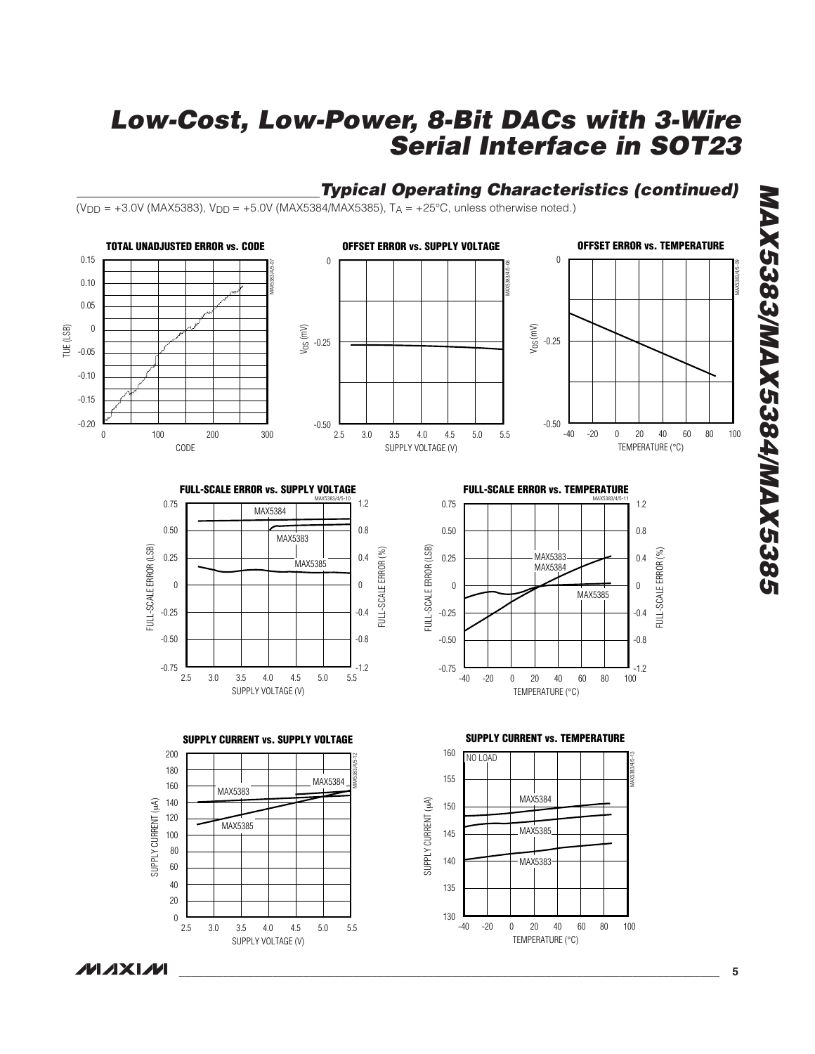## Typical Operating Characteristics (continued)

($V_{DD}$ = +3.0V (MAX5383), $V_{DD}$ = +5.0V (MAX5384/MAX5385), $T_A$ = +25°C, unless otherwise noted.)

**TOTAL UNADJUSTED ERROR vs. CODE**

**OFFSET ERROR vs. SUPPLY VOLTAGE**

**OFFSET ERROR vs. TEMPERATURE**

**FULL-SCALE ERROR vs. SUPPLY VOLTAGE**

**FULL-SCALE ERROR vs. TEMPERATURE**

**SUPPLY CURRENT vs. SUPPLY VOLTAGE**

**SUPPLY CURRENT vs. TEMPERATURE**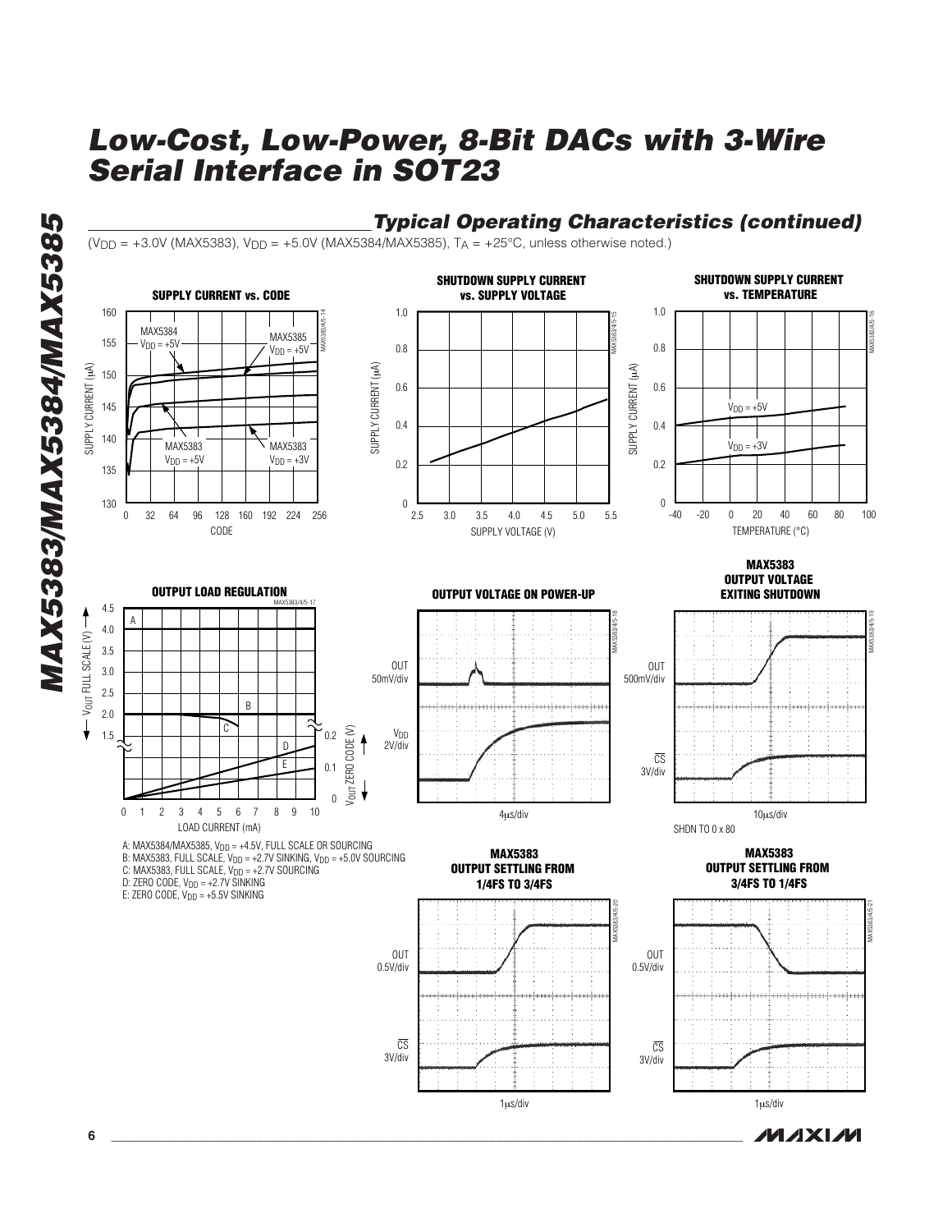## Typical Operating Characteristics (continued)

($V_{DD}$ = +3.0V (MAX5383), $V_{DD}$ = +5.0V (MAX5384/MAX5385), $T_A$ = +25°C, unless otherwise noted.)

**SUPPLY CURRENT vs. CODE**

**SHUTDOWN SUPPLY CURRENT vs. SUPPLY VOLTAGE**

**SHUTDOWN SUPPLY CURRENT vs. TEMPERATURE**

**OUTPUT LOAD REGULATION**

A: MAX5384/MAX5385, $V_{DD}$ = +4.5V, FULL SCALE OR SOURCING
B: MAX5383, FULL SCALE, $V_{DD}$ = +2.7V SINKING, $V_{DD}$ = +5.0V SOURCING
C: MAX5383, FULL SCALE, $V_{DD}$ = +2.7V SOURCING
D: ZERO CODE, $V_{DD}$ = +2.7V SINKING
E: ZERO CODE, $V_{DD}$ = +5.5V SINKING

**OUTPUT VOLTAGE ON POWER-UP**

**MAX5383 OUTPUT VOLTAGE EXITING SHUTDOWN**

SHDN TO 0 x 80

**MAX5383 OUTPUT SETTLING FROM 1/4FS TO 3/4FS**

**MAX5383 OUTPUT SETTLING FROM 3/4FS TO 1/4FS**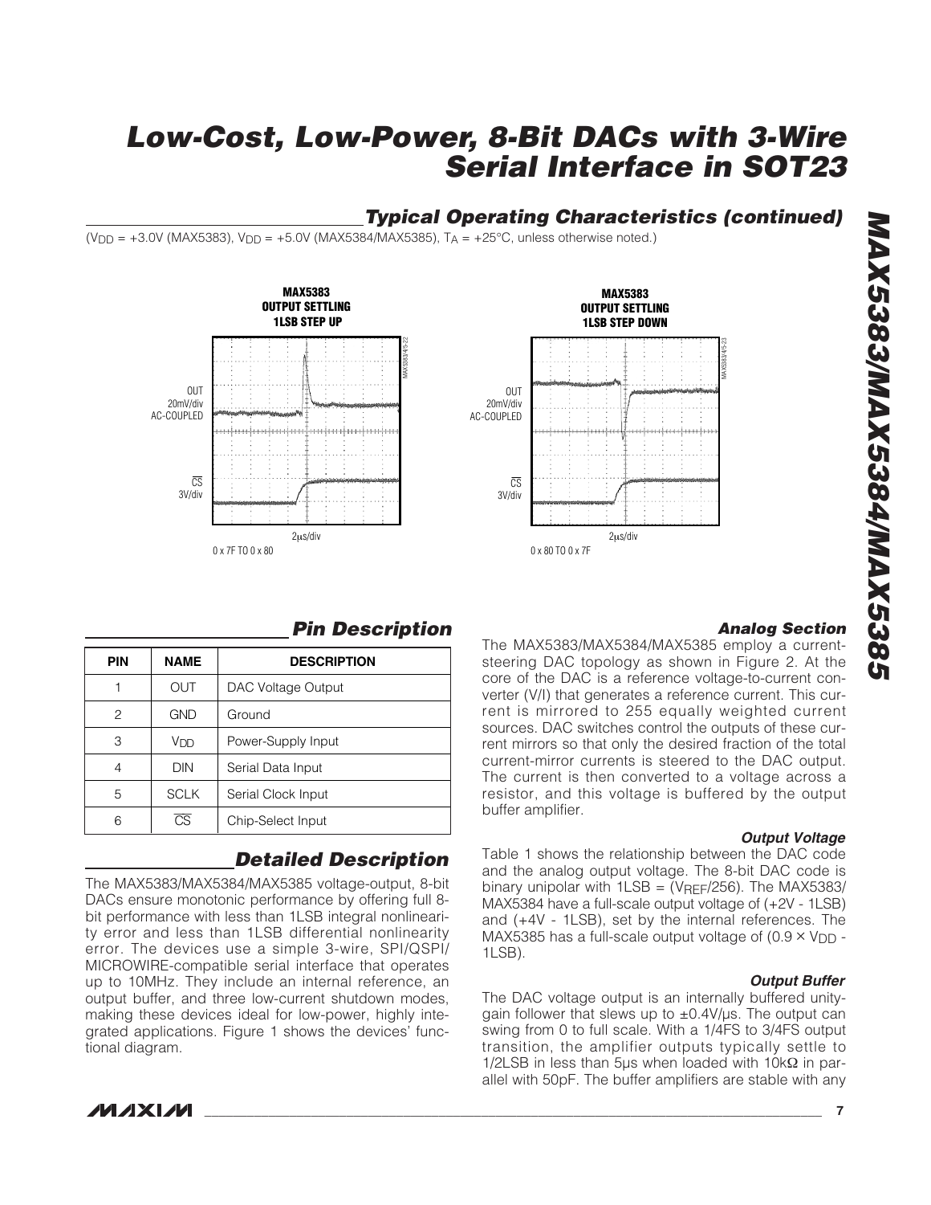## Typical Operating Characteristics (continued)

($V_{DD}$ = +3.0V (MAX5383), $V_{DD}$ = +5.0V (MAX5384/MAX5385), $T_A$ = +25°C, unless otherwise noted.)

**MAX5383 OUTPUT SETTLING 1LSB STEP UP**

OUT 20mV/div AC-COUPLED

$\overline{CS}$ 3V/div

2µs/div

0 x 7F TO 0 x 80

**MAX5383 OUTPUT SETTLING 1LSB STEP DOWN**

OUT 20mV/div AC-COUPLED

$\overline{CS}$ 3V/div

2µs/div

0 x 80 TO 0 x 7F

## Pin Description

| PIN | NAME | DESCRIPTION |
|---|---|---|
| 1 | OUT | DAC Voltage Output |
| 2 | GND | Ground |
| 3 | $V_{DD}$ | Power-Supply Input |
| 4 | DIN | Serial Data Input |
| 5 | SCLK | Serial Clock Input |
| 6 | $\overline{CS}$ | Chip-Select Input |

## Detailed Description

The MAX5383/MAX5384/MAX5385 voltage-output, 8-bit DACs ensure monotonic performance by offering full 8-bit performance with less than 1LSB integral nonlinearity error and less than 1LSB differential nonlinearity error. The devices use a simple 3-wire, SPI/QSPI/MICROWIRE-compatible serial interface that operates up to 10MHz. They include an internal reference, an output buffer, and three low-current shutdown modes, making these devices ideal for low-power, highly integrated applications. Figure 1 shows the devices' functional diagram.

### Analog Section

The MAX5383/MAX5384/MAX5385 employ a current-steering DAC topology as shown in Figure 2. At the core of the DAC is a reference voltage-to-current converter (V/I) that generates a reference current. This current is mirrored to 255 equally weighted current sources. DAC switches control the outputs of these current mirrors so that only the desired fraction of the total current-mirror currents is steered to the DAC output. The current is then converted to a voltage across a resistor, and this voltage is buffered by the output buffer amplifier.

#### Output Voltage

Table 1 shows the relationship between the DAC code and the analog output voltage. The 8-bit DAC code is binary unipolar with 1LSB = ($V_{REF}$/256). The MAX5383/MAX5384 have a full-scale output voltage of (+2V - 1LSB) and (+4V - 1LSB), set by the internal references. The MAX5385 has a full-scale output voltage of (0.9 × $V_{DD}$ - 1LSB).

#### Output Buffer

The DAC voltage output is an internally buffered unity-gain follower that slews up to ±0.4V/µs. The output can swing from 0 to full scale. With a 1/4FS to 3/4FS output transition, the amplifier outputs typically settle to 1/2LSB in less than 5µs when loaded with 10kΩ in parallel with 50pF. The buffer amplifiers are stable with any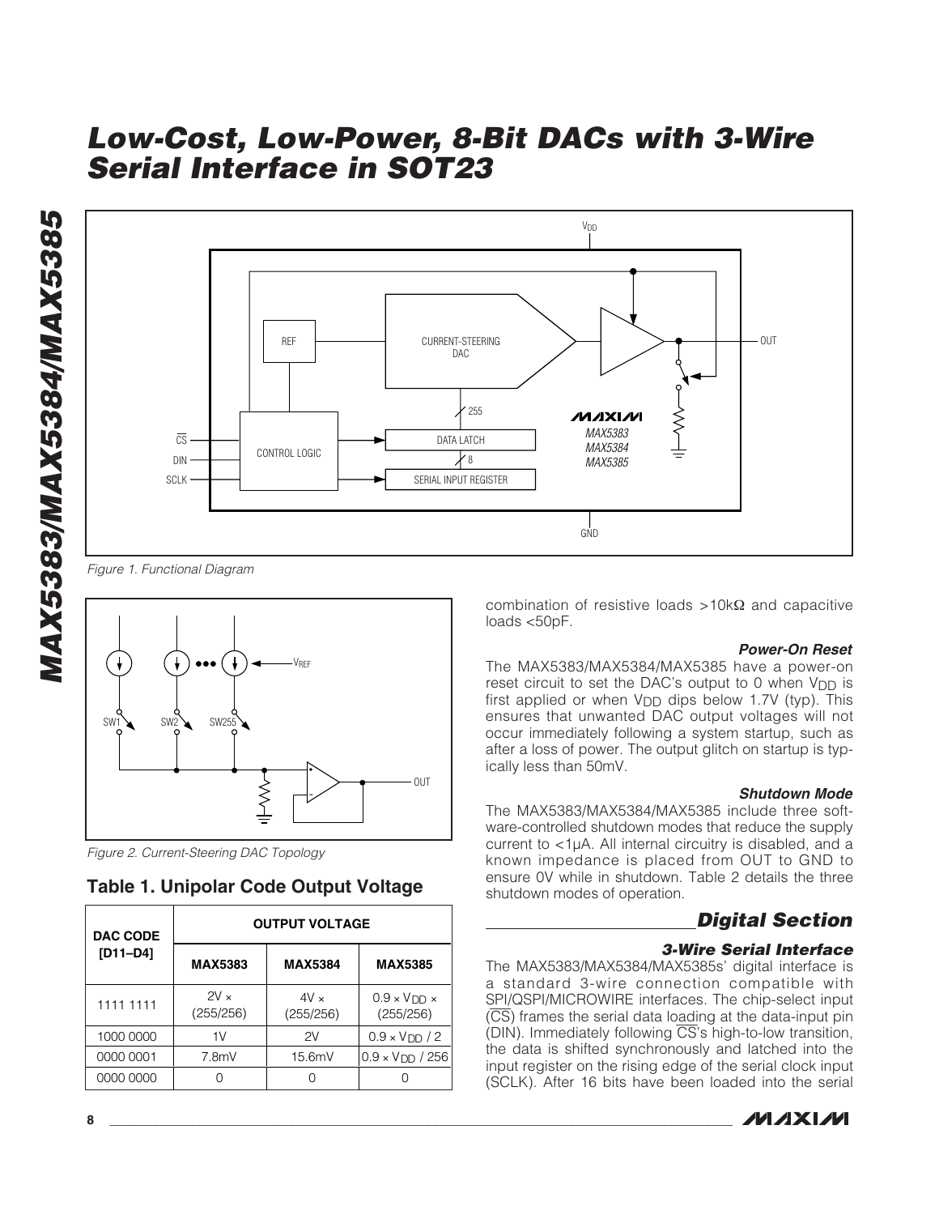Figure 1. Functional Diagram

Figure 2. Current-Steering DAC Topology

## Table 1. Unipolar Code Output Voltage

| DAC CODE [D11–D4] | OUTPUT VOLTAGE | | |
|---|---|---|---|
| | MAX5383 | MAX5384 | MAX5385 |
| 1111 1111 | 2V × (255/256) | 4V × (255/256) | $0.9 \times V_{DD} \times (255/256)$ |
| 1000 0000 | 1V | 2V | $0.9 \times V_{DD} / 2$ |
| 0000 0001 | 7.8mV | 15.6mV | $0.9 \times V_{DD} / 256$ |
| 0000 0000 | 0 | 0 | 0 |

combination of resistive loads >10kΩ and capacitive loads <50pF.

### Power-On Reset

The MAX5383/MAX5384/MAX5385 have a power-on reset circuit to set the DAC's output to 0 when $V_{DD}$ is first applied or when $V_{DD}$ dips below 1.7V (typ). This ensures that unwanted DAC output voltages will not occur immediately following a system startup, such as after a loss of power. The output glitch on startup is typically less than 50mV.

### Shutdown Mode

The MAX5383/MAX5384/MAX5385 include three software-controlled shutdown modes that reduce the supply current to <1µA. All internal circuitry is disabled, and a known impedance is placed from OUT to GND to ensure 0V while in shutdown. Table 2 details the three shutdown modes of operation.

## Digital Section

### 3-Wire Serial Interface

The MAX5383/MAX5384/MAX5385s' digital interface is a standard 3-wire connection compatible with SPI/QSPI/MICROWIRE interfaces. The chip-select input (CS) frames the serial data loading at the data-input pin (DIN). Immediately following CS's high-to-low transition, the data is shifted synchronously and latched into the input register on the rising edge of the serial clock input (SCLK). After 16 bits have been loaded into the serial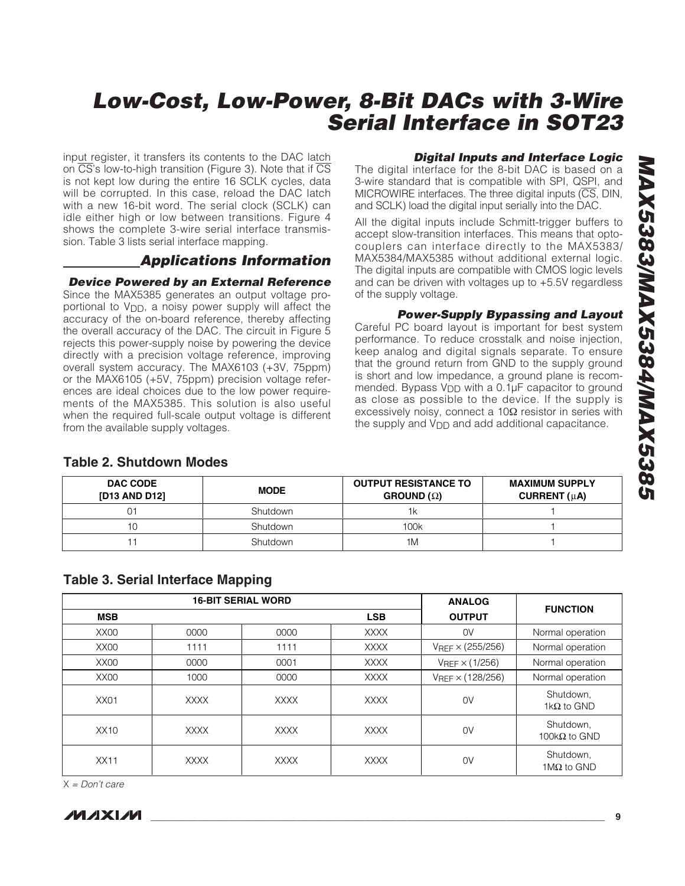input register, it transfers its contents to the DAC latch on $\overline{CS}$'s low-to-high transition (Figure 3). Note that if $\overline{CS}$ is not kept low during the entire 16 SCLK cycles, data will be corrupted. In this case, reload the DAC latch with a new 16-bit word. The serial clock (SCLK) can idle either high or low between transitions. Figure 4 shows the complete 3-wire serial interface transmission. Table 3 lists serial interface mapping.

## Applications Information

### Device Powered by an External Reference

Since the MAX5385 generates an output voltage proportional to $V_{DD}$, a noisy power supply will affect the accuracy of the on-board reference, thereby affecting the overall accuracy of the DAC. The circuit in Figure 5 rejects this power-supply noise by powering the device directly with a precision voltage reference, improving overall system accuracy. The MAX6103 (+3V, 75ppm) or the MAX6105 (+5V, 75ppm) precision voltage references are ideal choices due to the low power requirements of the MAX5385. This solution is also useful when the required full-scale output voltage is different from the available supply voltages.

### Digital Inputs and Interface Logic

The digital interface for the 8-bit DAC is based on a 3-wire standard that is compatible with SPI, QSPI, and MICROWIRE interfaces. The three digital inputs ($\overline{CS}$, DIN, and SCLK) load the digital input serially into the DAC.

All the digital inputs include Schmitt-trigger buffers to accept slow-transition interfaces. This means that optocouplers can interface directly to the MAX5383/MAX5384/MAX5385 without additional external logic. The digital inputs are compatible with CMOS logic levels and can be driven with voltages up to +5.5V regardless of the supply voltage.

### Power-Supply Bypassing and Layout

Careful PC board layout is important for best system performance. To reduce crosstalk and noise injection, keep analog and digital signals separate. To ensure that the ground return from GND to the supply ground is short and low impedance, a ground plane is recommended. Bypass $V_{DD}$ with a 0.1µF capacitor to ground as close as possible to the device. If the supply is excessively noisy, connect a 10Ω resistor in series with the supply and $V_{DD}$ and add additional capacitance.

**Table 2. Shutdown Modes**

| DAC CODE [D13 AND D12] | MODE | OUTPUT RESISTANCE TO GROUND (Ω) | MAXIMUM SUPPLY CURRENT (µA) |
|---|---|---|---|
| 01 | Shutdown | 1k | 1 |
| 10 | Shutdown | 100k | 1 |
| 11 | Shutdown | 1M | 1 |

**Table 3. Serial Interface Mapping**

| 16-BIT SERIAL WORD | | | | ANALOG | FUNCTION |
|---|---|---|---|---|---|
| MSB | | | LSB | OUTPUT | |
| XX00 | 0000 | 0000 | XXXX | 0V | Normal operation |
| XX00 | 1111 | 1111 | XXXX | $V_{REF}$ × (255/256) | Normal operation |
| XX00 | 0000 | 0001 | XXXX | $V_{REF}$ × (1/256) | Normal operation |
| XX00 | 1000 | 0000 | XXXX | $V_{REF}$ × (128/256) | Normal operation |
| XX01 | XXXX | XXXX | XXXX | 0V | Shutdown, 1kΩ to GND |
| XX10 | XXXX | XXXX | XXXX | 0V | Shutdown, 100kΩ to GND |
| XX11 | XXXX | XXXX | XXXX | 0V | Shutdown, 1MΩ to GND |

X = *Don't care*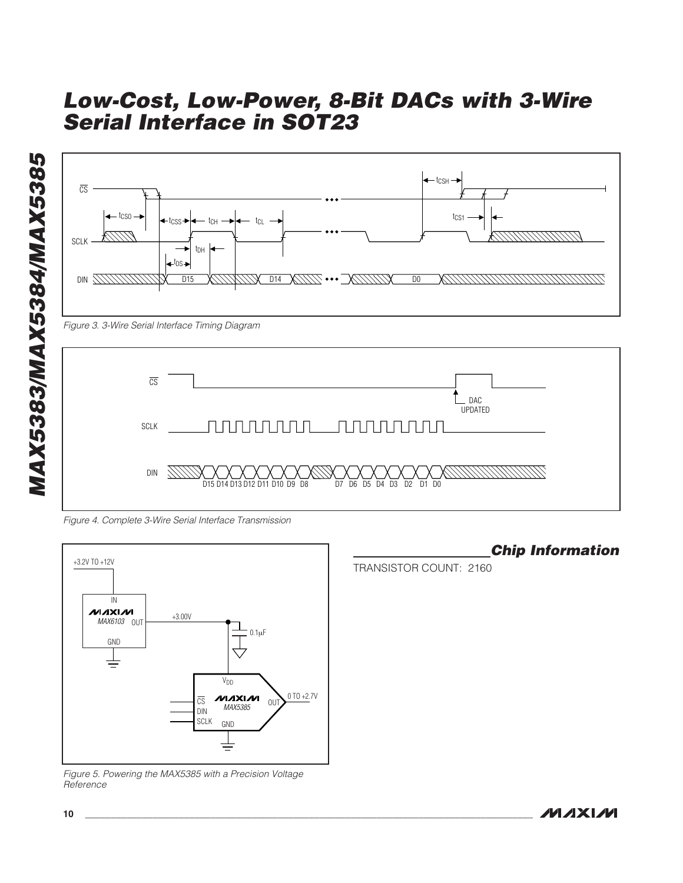Figure 3. 3-Wire Serial Interface Timing Diagram

Figure 4. Complete 3-Wire Serial Interface Transmission

Figure 5. Powering the MAX5385 with a Precision Voltage Reference

## Chip Information

TRANSISTOR COUNT: 2160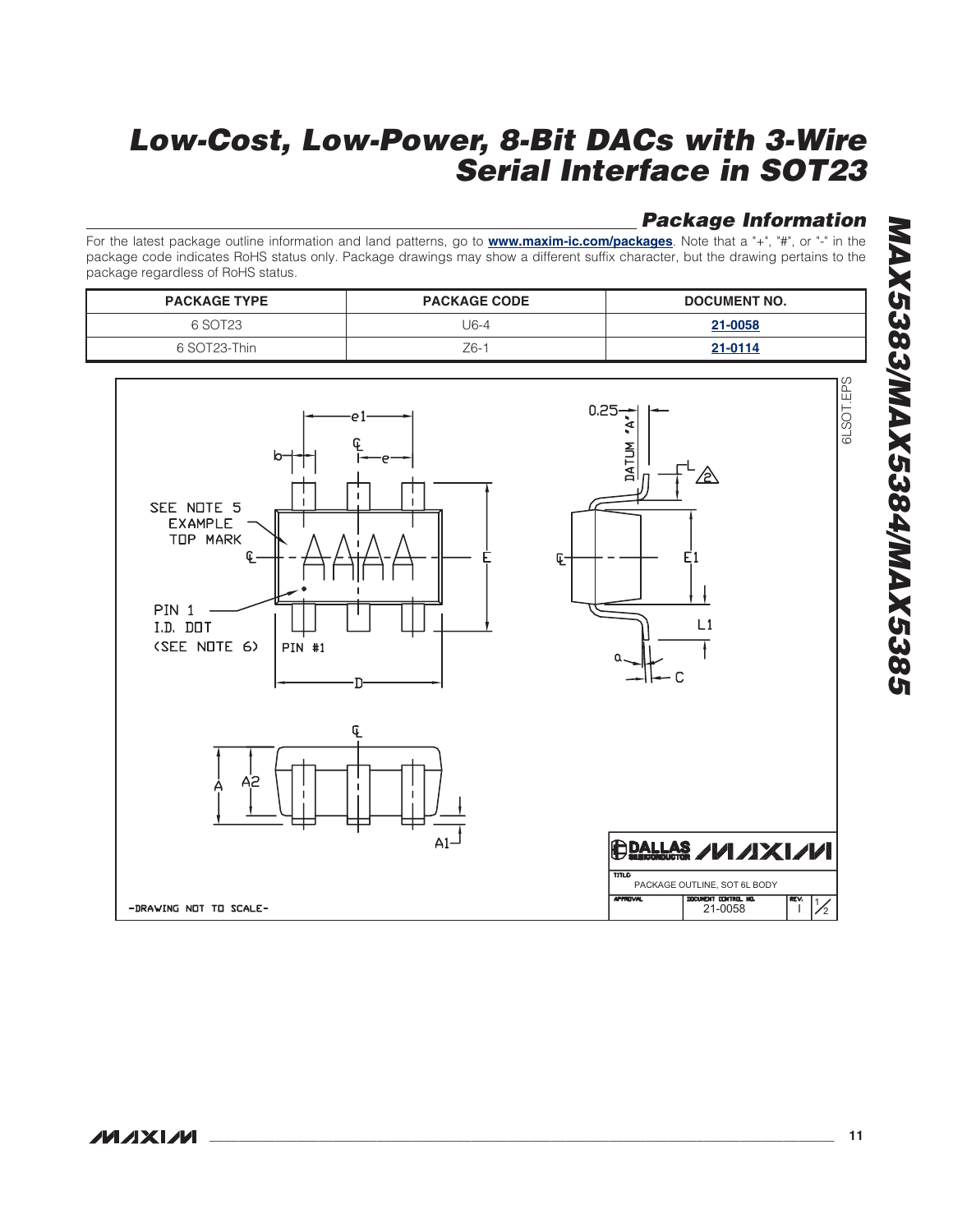## Package Information

For the latest package outline information and land patterns, go to **www.maxim-ic.com/packages**. Note that a "+", "#", or "-" in the package code indicates RoHS status only. Package drawings may show a different suffix character, but the drawing pertains to the package regardless of RoHS status.

| PACKAGE TYPE | PACKAGE CODE | DOCUMENT NO. |
|---|---|---|
| 6 SOT23 | U6-4 | 21-0058 |
| 6 SOT23-Thin | Z6-1 | 21-0114 |

SEE NOTE 5 EXAMPLE TOP MARK

PIN 1 I.D. DOT (SEE NOTE 6)

PIN #1

-DRAWING NOT TO SCALE-

PACKAGE OUTLINE, SOT 6L BODY

21-0058 I 1/2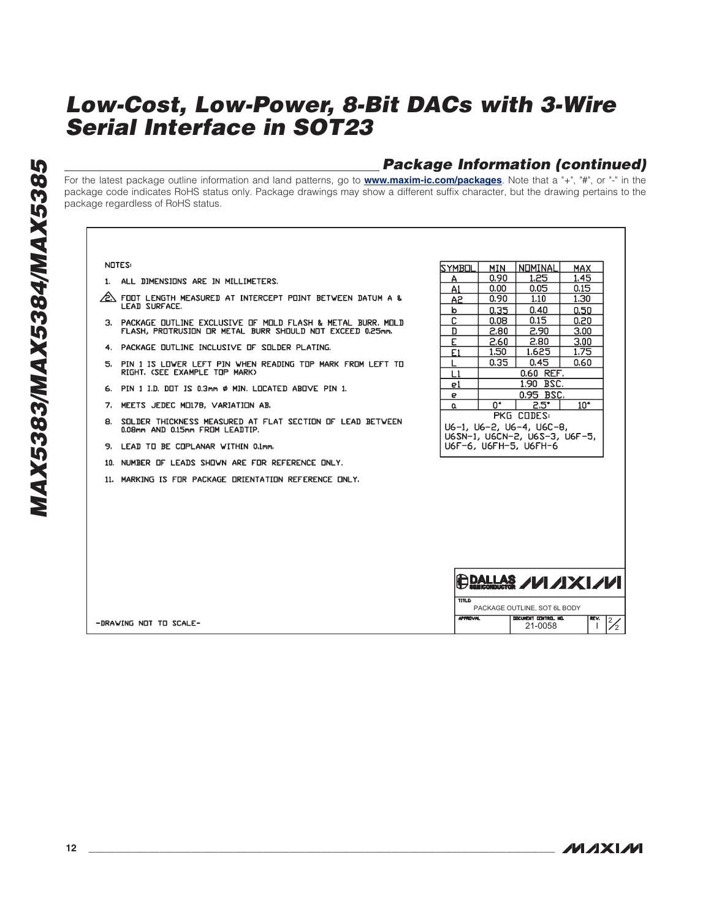## Package Information (continued)

For the latest package outline information and land patterns, go to **www.maxim-ic.com/packages**. Note that a "+", "#", or "-" in the package code indicates RoHS status only. Package drawings may show a different suffix character, but the drawing pertains to the package regardless of RoHS status.

NOTES:

1. ALL DIMENSIONS ARE IN MILLIMETERS.
2. FOOT LENGTH MEASURED AT INTERCEPT POINT BETWEEN DATUM A & LEAD SURFACE.
3. PACKAGE OUTLINE EXCLUSIVE OF MOLD FLASH & METAL BURR. MOLD FLASH, PROTRUSION OR METAL BURR SHOULD NOT EXCEED 0.25mm.
4. PACKAGE OUTLINE INCLUSIVE OF SOLDER PLATING.
5. PIN 1 IS LOWER LEFT PIN WHEN READING TOP MARK FROM LEFT TO RIGHT. (SEE EXAMPLE TOP MARK)
6. PIN 1 I.D. DOT IS 0.3mm Ø MIN. LOCATED ABOVE PIN 1.
7. MEETS JEDEC MO178, VARIATION AB.
8. SOLDER THICKNESS MEASURED AT FLAT SECTION OF LEAD BETWEEN 0.08mm AND 0.15mm FROM LEADTIP.
9. LEAD TO BE COPLANAR WITHIN 0.1mm.
10. NUMBER OF LEADS SHOWN ARE FOR REFERENCE ONLY.
11. MARKING IS FOR PACKAGE ORIENTATION REFERENCE ONLY.

| SYMBOL | MIN | NOMINAL | MAX |
|---|---|---|---|
| A | 0.90 | 1.25 | 1.45 |
| A1 | 0.00 | 0.05 | 0.15 |
| A2 | 0.90 | 1.10 | 1.30 |
| b | 0.35 | 0.40 | 0.50 |
| C | 0.08 | 0.15 | 0.20 |
| D | 2.80 | 2.90 | 3.00 |
| E | 2.60 | 2.80 | 3.00 |
| E1 | 1.50 | 1.625 | 1.75 |
| L | 0.35 | 0.45 | 0.60 |
| L1 | | 0.60 REF. | |
| e1 | | 1.90 BSC. | |
| e | | 0.95 BSC. | |
| α | 0° | 2.5° | 10° |

PKG CODES:
U6-1, U6-2, U6-4, U6C-8, U6SN-1, U6CN-2, U6S-3, U6F-5, U6F-6, U6FH-5, U6FH-6

-DRAWING NOT TO SCALE-

DALLAS SEMICONDUCTOR MAXIM

TITLE: PACKAGE OUTLINE, SOT 6L BODY

APPROVAL | DOCUMENT CONTROL NO. 21-0058 | REV. I | 2/2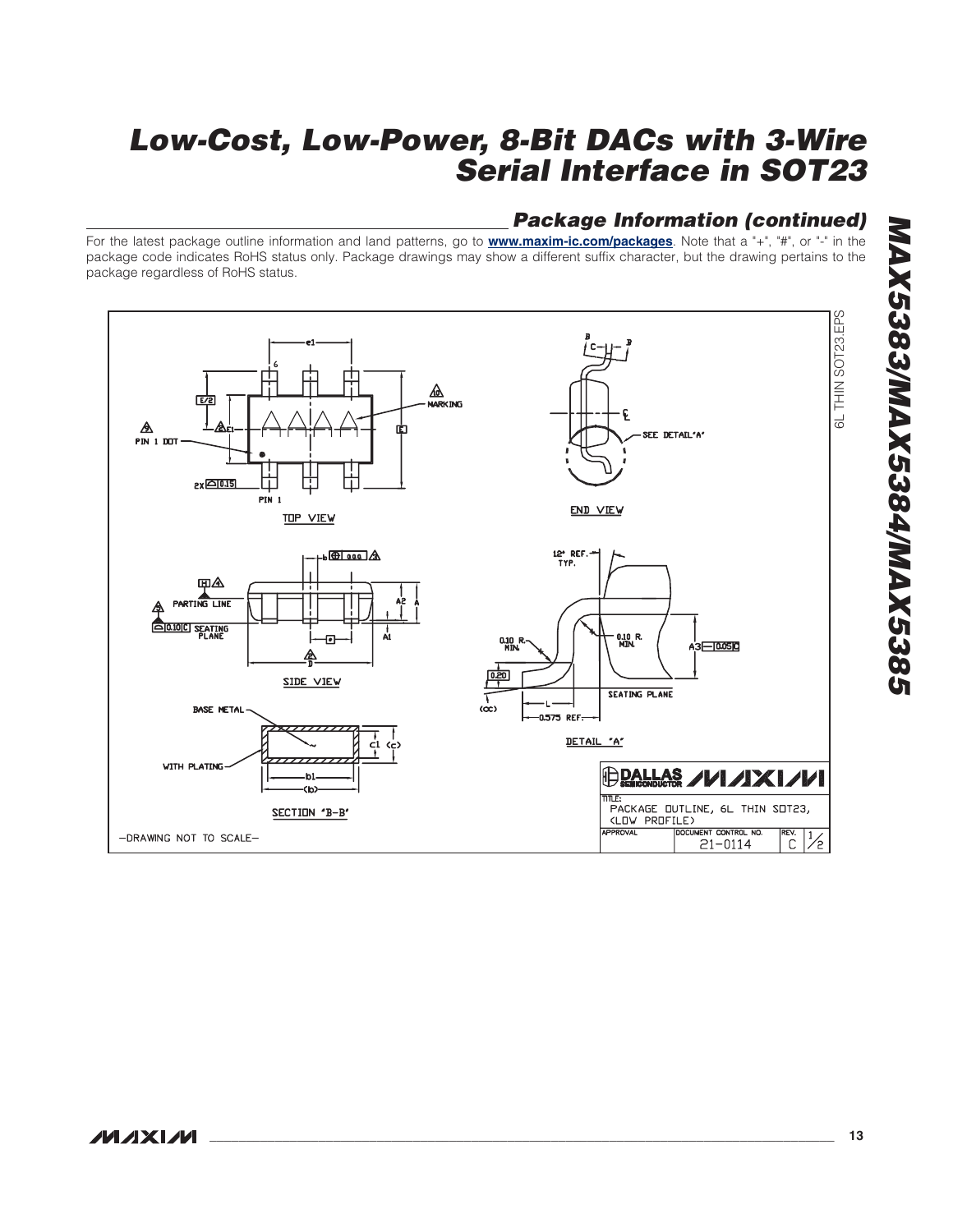## Package Information (continued)

For the latest package outline information and land patterns, go to **www.maxim-ic.com/packages**. Note that a "+", "#", or "-" in the package code indicates RoHS status only. Package drawings may show a different suffix character, but the drawing pertains to the package regardless of RoHS status.

6L THIN SOT23.EPS

TOP VIEW

END VIEW

SIDE VIEW

DETAIL "A"

SECTION "B-B"

TITLE: PACKAGE OUTLINE, 6L THIN SOT23, (LOW PROFILE)

DOCUMENT CONTROL NO. 21-0114 REV. C 1/2

-DRAWING NOT TO SCALE-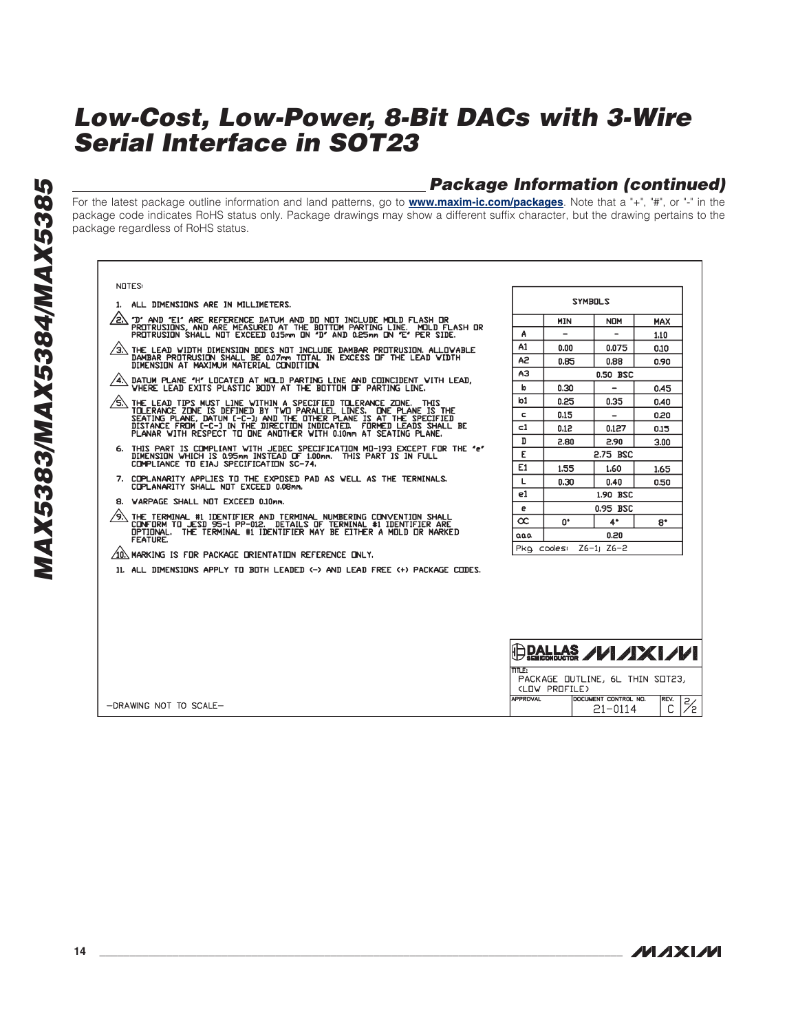## Package Information (continued)

For the latest package outline information and land patterns, go to **www.maxim-ic.com/packages**. Note that a "+", "#", or "-" in the package code indicates RoHS status only. Package drawings may show a different suffix character, but the drawing pertains to the package regardless of RoHS status.

NOTES:

1. ALL DIMENSIONS ARE IN MILLIMETERS.
2. "D" AND "E1" ARE REFERENCE DATUM AND DO NOT INCLUDE MOLD FLASH OR PROTRUSIONS, AND ARE MEASURED AT THE BOTTOM PARTING LINE. MOLD FLASH OR PROTRUSION SHALL NOT EXCEED 0.15mm ON "D" AND 0.25mm ON "E" PER SIDE.
3. THE LEAD WIDTH DIMENSION DOES NOT INCLUDE DAMBAR PROTRUSION. ALLOWABLE DAMBAR PROTRUSION SHALL BE 0.07mm TOTAL IN EXCESS OF THE LEAD WIDTH DIMENSION AT MAXIMUM MATERIAL CONDITION.
4. DATUM PLANE "H" LOCATED AT MOLD PARTING LINE AND COINCIDENT WITH LEAD, WHERE LEAD EXITS PLASTIC BODY AT THE BOTTOM OF PARTING LINE.
5. THE LEAD TIPS MUST LINE WITHIN A SPECIFIED TOLERANCE ZONE. THIS TOLERANCE ZONE IS DEFINED BY TWO PARALLEL LINES. ONE PLANE IS THE SEATING PLANE, DATUM [-C-]; AND THE OTHER PLANE IS AT THE SPECIFIED DISTANCE FROM [-C-] IN THE DIRECTION INDICATED. FORMED LEADS SHALL BE PLANAR WITH RESPECT TO ONE ANOTHER WITH 0.10mm AT SEATING PLANE.
6. THIS PART IS COMPLIANT WITH JEDEC SPECIFICATION MO-193 EXCEPT FOR THE "e" DIMENSION WHICH IS 0.95mm INSTEAD OF 1.00mm. THIS PART IS IN FULL COMPLIANCE TO EIAJ SPECIFICATION SC-74.
7. COPLANARITY APPLIES TO THE EXPOSED PAD AS WELL AS THE TERMINALS. COPLANARITY SHALL NOT EXCEED 0.08mm.
8. WARPAGE SHALL NOT EXCEED 0.10mm.
9. THE TERMINAL #1 IDENTIFIER AND TERMINAL NUMBERING CONVENTION SHALL CONFORM TO JESD 95-1 PP-012. DETAILS OF TERMINAL #1 IDENTIFIER ARE OPTIONAL. THE TERMINAL #1 IDENTIFIER MAY BE EITHER A MOLD OR MARKED FEATURE.
10. MARKING IS FOR PACKAGE ORIENTATION REFERENCE ONLY.
11. ALL DIMENSIONS APPLY TO BOTH LEADED (-) AND LEAD FREE (+) PACKAGE CODES.

| SYMBOLS | MIN | NOM | MAX |
|---|---|---|---|
| A | - | - | 1.10 |
| A1 | 0.00 | 0.075 | 0.10 |
| A2 | 0.85 | 0.88 | 0.90 |
| A3 | | 0.50 BSC | |
| b | 0.30 | - | 0.45 |
| b1 | 0.25 | 0.35 | 0.40 |
| c | 0.15 | - | 0.20 |
| c1 | 0.12 | 0.127 | 0.15 |
| D | 2.80 | 2.90 | 3.00 |
| E | | 2.75 BSC | |
| E1 | 1.55 | 1.60 | 1.65 |
| L | 0.30 | 0.40 | 0.50 |
| e1 | | 1.90 BSC | |
| e | | 0.95 BSC | |
| α | 0° | 4° | 8° |
| aaa | | 0.20 | |
| Pkg. codes: Z6-1; Z6-2 | | | |

-DRAWING NOT TO SCALE-

DALLAS SEMICONDUCTOR MAXIM

TITLE: PACKAGE OUTLINE, 6L THIN SOT23, (LOW PROFILE)

APPROVAL | DOCUMENT CONTROL NO. 21-0114 | REV. C | 2/2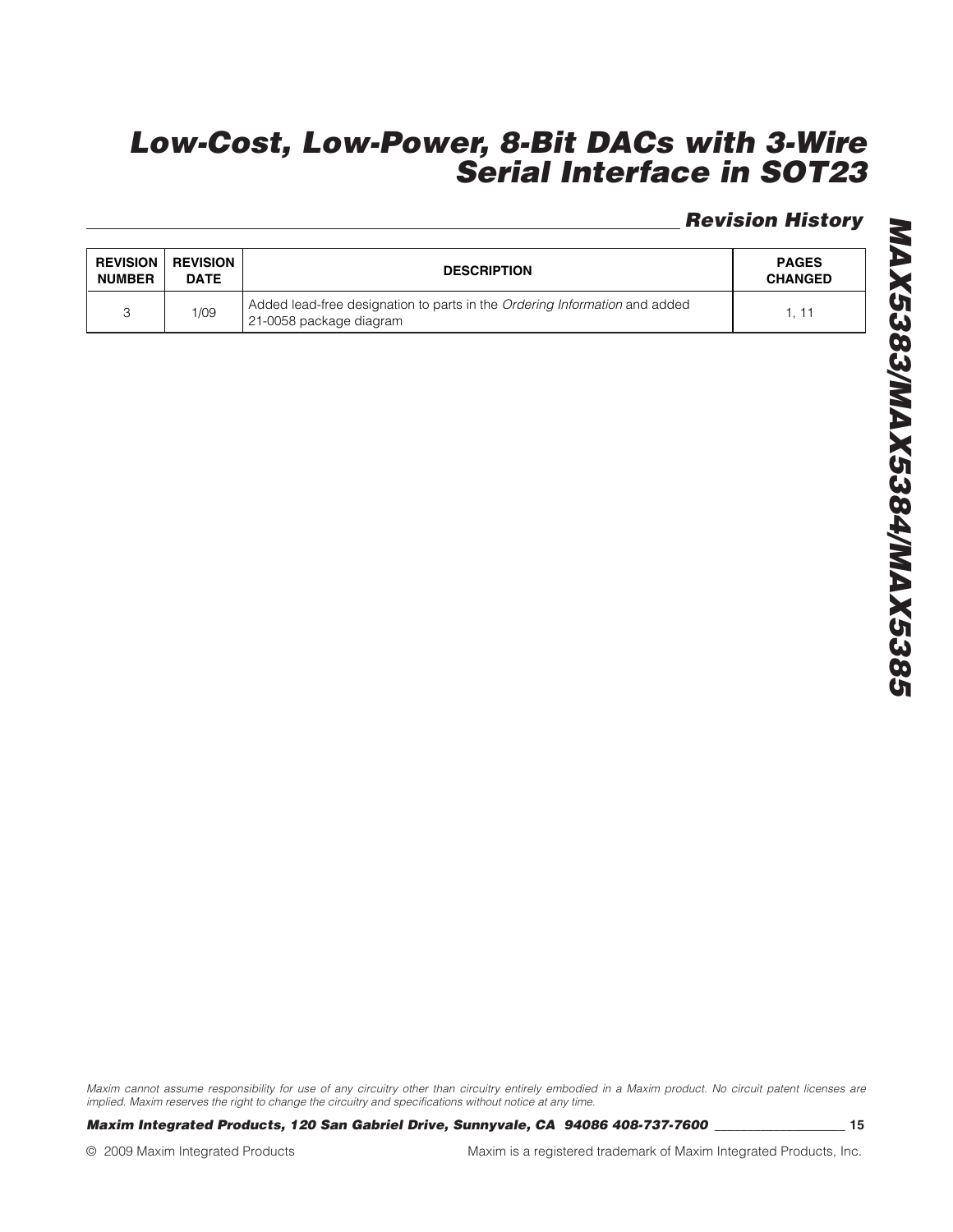## Revision History

| REVISION NUMBER | REVISION DATE | DESCRIPTION | PAGES CHANGED |
|---|---|---|---|
| 3 | 1/09 | Added lead-free designation to parts in the *Ordering Information* and added 21-0058 package diagram | 1, 11 |

*Maxim cannot assume responsibility for use of any circuitry other than circuitry entirely embodied in a Maxim product. No circuit patent licenses are implied. Maxim reserves the right to change the circuitry and specifications without notice at any time.*

***Maxim Integrated Products, 120 San Gabriel Drive, Sunnyvale, CA 94086 408-737-7600***

© 2009 Maxim Integrated Products    Maxim is a registered trademark of Maxim Integrated Products, Inc.